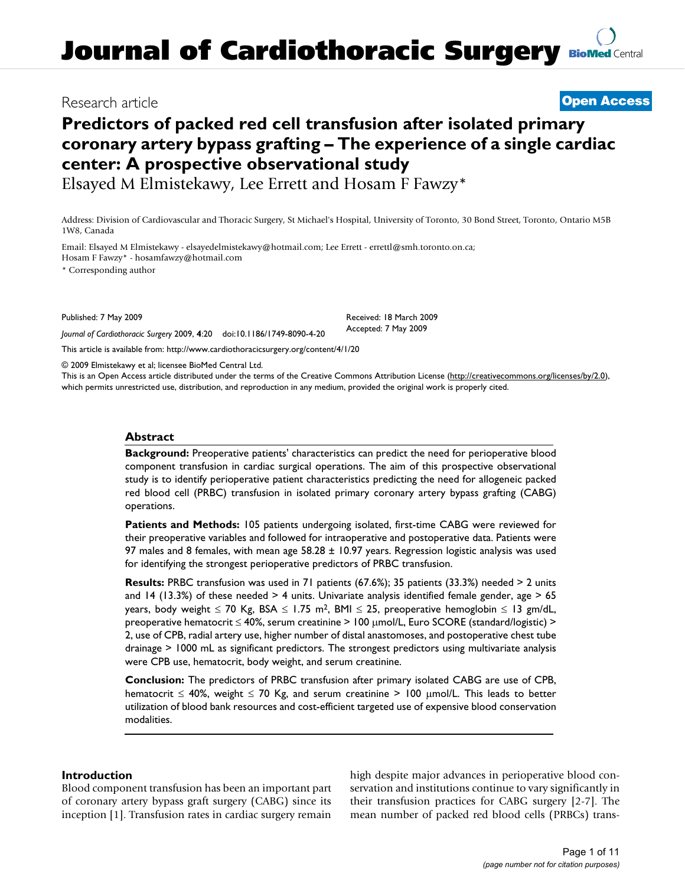# Journal of Cardiothoracic Surgery

Research article

**Open Access**

# Predictors of packed red cell transfusion after isolated primary coronary artery bypass grafting – The experience of a single cardiac center: A prospective observational study

Elsayed M Elmistekawy, Lee Errett and Hosam F Fawzy*

Address: Division of Cardiovascular and Thoracic Surgery, St Michael's Hospital, University of Toronto, 30 Bond Street, Toronto, Ontario M5B 1W8, Canada

Email: Elsayed M Elmistekawy - elsayedelmistekawy@hotmail.com; Lee Errett - errettl@smh.toronto.on.ca; Hosam F Fawzy* - hosamfawzy@hotmail.com

* Corresponding author

Published: 7 May 2009

*Journal of Cardiothoracic Surgery* 2009, **4**:20 doi:10.1186/1749-8090-4-20

Received: 18 March 2009
Accepted: 7 May 2009

This article is available from: http://www.cardiothoracicsurgery.org/content/4/1/20

© 2009 Elmistekawy et al; licensee BioMed Central Ltd.

This is an Open Access article distributed under the terms of the Creative Commons Attribution License (http://creativecommons.org/licenses/by/2.0), which permits unrestricted use, distribution, and reproduction in any medium, provided the original work is properly cited.

## Abstract

**Background:** Preoperative patients' characteristics can predict the need for perioperative blood component transfusion in cardiac surgical operations. The aim of this prospective observational study is to identify perioperative patient characteristics predicting the need for allogeneic packed red blood cell (PRBC) transfusion in isolated primary coronary artery bypass grafting (CABG) operations.

**Patients and Methods:** 105 patients undergoing isolated, first-time CABG were reviewed for their preoperative variables and followed for intraoperative and postoperative data. Patients were 97 males and 8 females, with mean age 58.28 ± 10.97 years. Regression logistic analysis was used for identifying the strongest perioperative predictors of PRBC transfusion.

**Results:** PRBC transfusion was used in 71 patients (67.6%); 35 patients (33.3%) needed > 2 units and 14 (13.3%) of these needed > 4 units. Univariate analysis identified female gender, age > 65 years, body weight ≤ 70 Kg, BSA ≤ 1.75 m$^2$, BMI ≤ 25, preoperative hemoglobin ≤ 13 gm/dL, preoperative hematocrit ≤ 40%, serum creatinine > 100 μmol/L, Euro SCORE (standard/logistic) > 2, use of CPB, radial artery use, higher number of distal anastomoses, and postoperative chest tube drainage > 1000 mL as significant predictors. The strongest predictors using multivariate analysis were CPB use, hematocrit, body weight, and serum creatinine.

**Conclusion:** The predictors of PRBC transfusion after primary isolated CABG are use of CPB, hematocrit ≤ 40%, weight ≤ 70 Kg, and serum creatinine > 100 μmol/L. This leads to better utilization of blood bank resources and cost-efficient targeted use of expensive blood conservation modalities.

## Introduction

Blood component transfusion has been an important part of coronary artery bypass graft surgery (CABG) since its inception [1]. Transfusion rates in cardiac surgery remain high despite major advances in perioperative blood conservation and institutions continue to vary significantly in their transfusion practices for CABG surgery [2-7]. The mean number of packed red blood cells (PRBCs) trans-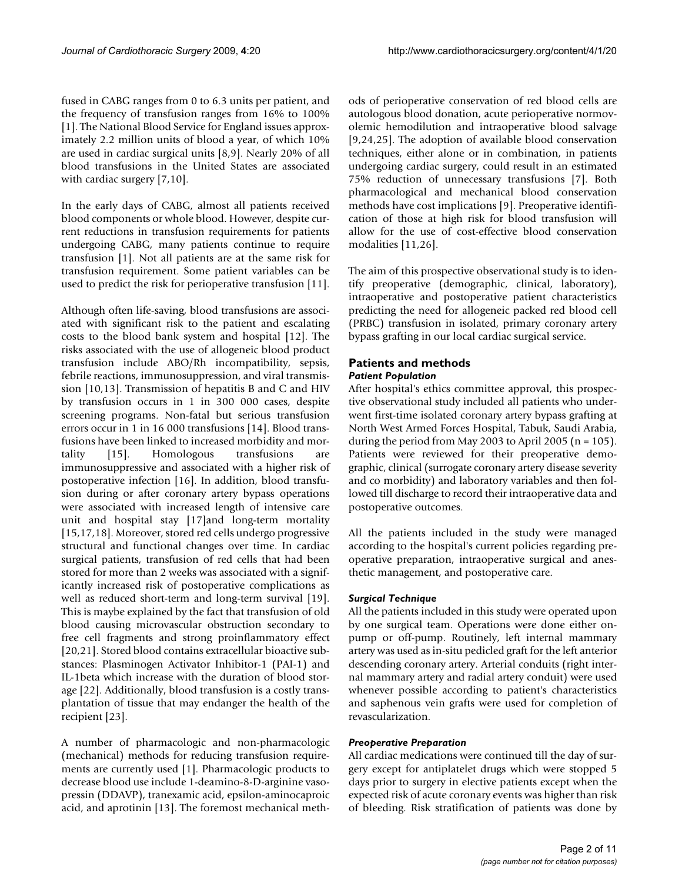fused in CABG ranges from 0 to 6.3 units per patient, and the frequency of transfusion ranges from 16% to 100% [1]. The National Blood Service for England issues approximately 2.2 million units of blood a year, of which 10% are used in cardiac surgical units [8,9]. Nearly 20% of all blood transfusions in the United States are associated with cardiac surgery [7,10].

In the early days of CABG, almost all patients received blood components or whole blood. However, despite current reductions in transfusion requirements for patients undergoing CABG, many patients continue to require transfusion [1]. Not all patients are at the same risk for transfusion requirement. Some patient variables can be used to predict the risk for perioperative transfusion [11].

Although often life-saving, blood transfusions are associated with significant risk to the patient and escalating costs to the blood bank system and hospital [12]. The risks associated with the use of allogeneic blood product transfusion include ABO/Rh incompatibility, sepsis, febrile reactions, immunosuppression, and viral transmission [10,13]. Transmission of hepatitis B and C and HIV by transfusion occurs in 1 in 300 000 cases, despite screening programs. Non-fatal but serious transfusion errors occur in 1 in 16 000 transfusions [14]. Blood transfusions have been linked to increased morbidity and mortality [15]. Homologous transfusions are immunosuppressive and associated with a higher risk of postoperative infection [16]. In addition, blood transfusion during or after coronary artery bypass operations were associated with increased length of intensive care unit and hospital stay [17]and long-term mortality [15,17,18]. Moreover, stored red cells undergo progressive structural and functional changes over time. In cardiac surgical patients, transfusion of red cells that had been stored for more than 2 weeks was associated with a significantly increased risk of postoperative complications as well as reduced short-term and long-term survival [19]. This is maybe explained by the fact that transfusion of old blood causing microvascular obstruction secondary to free cell fragments and strong proinflammatory effect [20,21]. Stored blood contains extracellular bioactive substances: Plasminogen Activator Inhibitor-1 (PAI-1) and IL-1beta which increase with the duration of blood storage [22]. Additionally, blood transfusion is a costly transplantation of tissue that may endanger the health of the recipient [23].

A number of pharmacologic and non-pharmacologic (mechanical) methods for reducing transfusion requirements are currently used [1]. Pharmacologic products to decrease blood use include 1-deamino-8-D-arginine vasopressin (DDAVP), tranexamic acid, epsilon-aminocaproic acid, and aprotinin [13]. The foremost mechanical methods of perioperative conservation of red blood cells are autologous blood donation, acute perioperative normovolemic hemodilution and intraoperative blood salvage [9,24,25]. The adoption of available blood conservation techniques, either alone or in combination, in patients undergoing cardiac surgery, could result in an estimated 75% reduction of unnecessary transfusions [7]. Both pharmacological and mechanical blood conservation methods have cost implications [9]. Preoperative identification of those at high risk for blood transfusion will allow for the use of cost-effective blood conservation modalities [11,26].

The aim of this prospective observational study is to identify preoperative (demographic, clinical, laboratory), intraoperative and postoperative patient characteristics predicting the need for allogeneic packed red blood cell (PRBC) transfusion in isolated, primary coronary artery bypass grafting in our local cardiac surgical service.

## Patients and methods

### *Patient Population*

After hospital's ethics committee approval, this prospective observational study included all patients who underwent first-time isolated coronary artery bypass grafting at North West Armed Forces Hospital, Tabuk, Saudi Arabia, during the period from May 2003 to April 2005 (n = 105). Patients were reviewed for their preoperative demographic, clinical (surrogate coronary artery disease severity and co morbidity) and laboratory variables and then followed till discharge to record their intraoperative data and postoperative outcomes.

All the patients included in the study were managed according to the hospital's current policies regarding preoperative preparation, intraoperative surgical and anesthetic management, and postoperative care.

### *Surgical Technique*

All the patients included in this study were operated upon by one surgical team. Operations were done either on-pump or off-pump. Routinely, left internal mammary artery was used as in-situ pedicled graft for the left anterior descending coronary artery. Arterial conduits (right internal mammary artery and radial artery conduit) were used whenever possible according to patient's characteristics and saphenous vein grafts were used for completion of revascularization.

### *Preoperative Preparation*

All cardiac medications were continued till the day of surgery except for antiplatelet drugs which were stopped 5 days prior to surgery in elective patients except when the expected risk of acute coronary events was higher than risk of bleeding. Risk stratification of patients was done by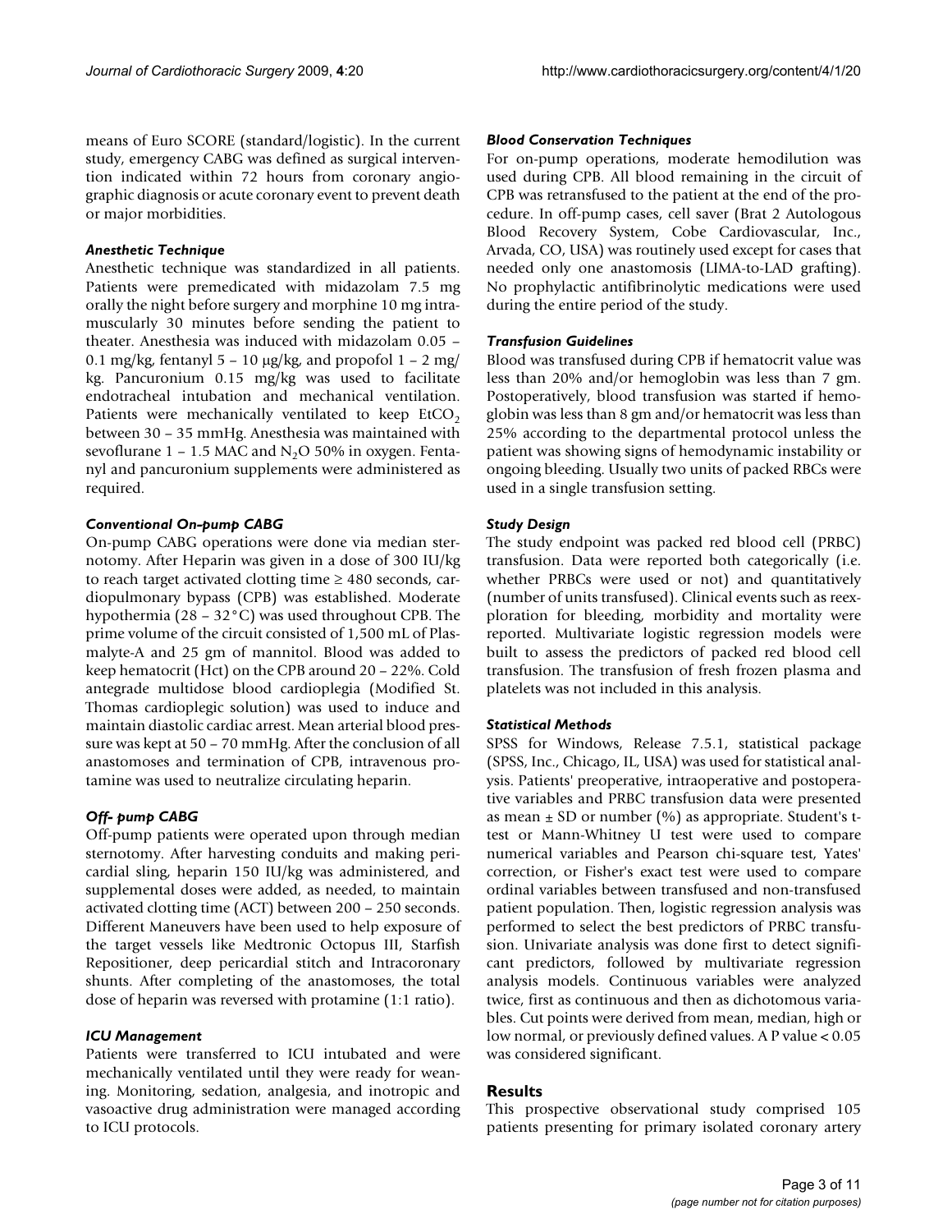means of Euro SCORE (standard/logistic). In the current study, emergency CABG was defined as surgical intervention indicated within 72 hours from coronary angiographic diagnosis or acute coronary event to prevent death or major morbidities.

### *Anesthetic Technique*

Anesthetic technique was standardized in all patients. Patients were premedicated with midazolam 7.5 mg orally the night before surgery and morphine 10 mg intramuscularly 30 minutes before sending the patient to theater. Anesthesia was induced with midazolam 0.05 – 0.1 mg/kg, fentanyl 5 – 10 μg/kg, and propofol 1 – 2 mg/kg. Pancuronium 0.15 mg/kg was used to facilitate endotracheal intubation and mechanical ventilation. Patients were mechanically ventilated to keep $EtCO_2$ between 30 – 35 mmHg. Anesthesia was maintained with sevoflurane 1 – 1.5 MAC and $N_2O$ 50% in oxygen. Fentanyl and pancuronium supplements were administered as required.

### *Conventional On-pump CABG*

On-pump CABG operations were done via median sternotomy. After Heparin was given in a dose of 300 IU/kg to reach target activated clotting time ≥ 480 seconds, cardiopulmonary bypass (CPB) was established. Moderate hypothermia (28 – 32°C) was used throughout CPB. The prime volume of the circuit consisted of 1,500 mL of Plasmalyte-A and 25 gm of mannitol. Blood was added to keep hematocrit (Hct) on the CPB around 20 – 22%. Cold antegrade multidose blood cardioplegia (Modified St. Thomas cardioplegic solution) was used to induce and maintain diastolic cardiac arrest. Mean arterial blood pressure was kept at 50 – 70 mmHg. After the conclusion of all anastomoses and termination of CPB, intravenous protamine was used to neutralize circulating heparin.

### *Off- pump CABG*

Off-pump patients were operated upon through median sternotomy. After harvesting conduits and making pericardial sling, heparin 150 IU/kg was administered, and supplemental doses were added, as needed, to maintain activated clotting time (ACT) between 200 – 250 seconds. Different Maneuvers have been used to help exposure of the target vessels like Medtronic Octopus III, Starfish Repositioner, deep pericardial stitch and Intracoronary shunts. After completing of the anastomoses, the total dose of heparin was reversed with protamine (1:1 ratio).

### *ICU Management*

Patients were transferred to ICU intubated and were mechanically ventilated until they were ready for weaning. Monitoring, sedation, analgesia, and inotropic and vasoactive drug administration were managed according to ICU protocols.

### *Blood Conservation Techniques*

For on-pump operations, moderate hemodilution was used during CPB. All blood remaining in the circuit of CPB was retransfused to the patient at the end of the procedure. In off-pump cases, cell saver (Brat 2 Autologous Blood Recovery System, Cobe Cardiovascular, Inc., Arvada, CO, USA) was routinely used except for cases that needed only one anastomosis (LIMA-to-LAD grafting). No prophylactic antifibrinolytic medications were used during the entire period of the study.

### *Transfusion Guidelines*

Blood was transfused during CPB if hematocrit value was less than 20% and/or hemoglobin was less than 7 gm. Postoperatively, blood transfusion was started if hemoglobin was less than 8 gm and/or hematocrit was less than 25% according to the departmental protocol unless the patient was showing signs of hemodynamic instability or ongoing bleeding. Usually two units of packed RBCs were used in a single transfusion setting.

### *Study Design*

The study endpoint was packed red blood cell (PRBC) transfusion. Data were reported both categorically (i.e. whether PRBCs were used or not) and quantitatively (number of units transfused). Clinical events such as reexploration for bleeding, morbidity and mortality were reported. Multivariate logistic regression models were built to assess the predictors of packed red blood cell transfusion. The transfusion of fresh frozen plasma and platelets was not included in this analysis.

### *Statistical Methods*

SPSS for Windows, Release 7.5.1, statistical package (SPSS, Inc., Chicago, IL, USA) was used for statistical analysis. Patients' preoperative, intraoperative and postoperative variables and PRBC transfusion data were presented as mean ± SD or number (%) as appropriate. Student's t-test or Mann-Whitney U test were used to compare numerical variables and Pearson chi-square test, Yates' correction, or Fisher's exact test were used to compare ordinal variables between transfused and non-transfused patient population. Then, logistic regression analysis was performed to select the best predictors of PRBC transfusion. Univariate analysis was done first to detect significant predictors, followed by multivariate regression analysis models. Continuous variables were analyzed twice, first as continuous and then as dichotomous variables. Cut points were derived from mean, median, high or low normal, or previously defined values. A P value < 0.05 was considered significant.

## Results

This prospective observational study comprised 105 patients presenting for primary isolated coronary artery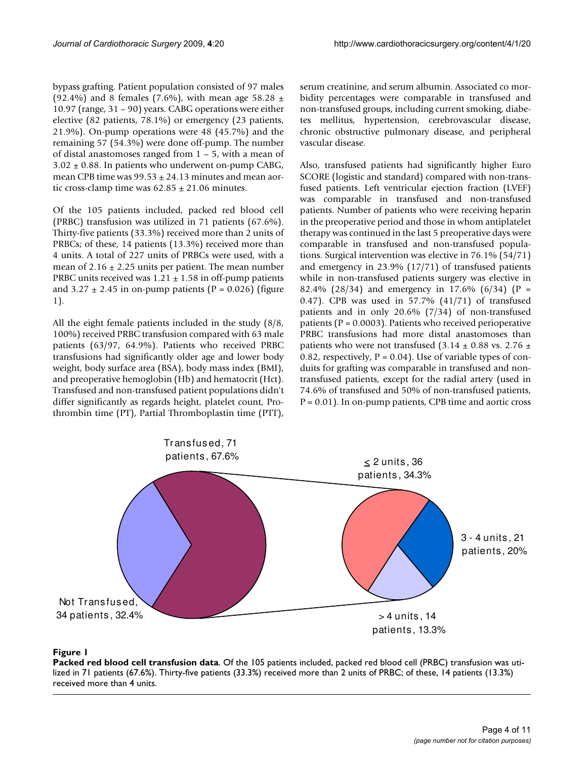bypass grafting. Patient population consisted of 97 males (92.4%) and 8 females (7.6%), with mean age 58.28 ± 10.97 (range, 31 – 90) years. CABG operations were either elective (82 patients, 78.1%) or emergency (23 patients, 21.9%). On-pump operations were 48 (45.7%) and the remaining 57 (54.3%) were done off-pump. The number of distal anastomoses ranged from 1 – 5, with a mean of 3.02 ± 0.88. In patients who underwent on-pump CABG, mean CPB time was 99.53 ± 24.13 minutes and mean aortic cross-clamp time was 62.85 ± 21.06 minutes.

Of the 105 patients included, packed red blood cell (PRBC) transfusion was utilized in 71 patients (67.6%). Thirty-five patients (33.3%) received more than 2 units of PRBCs; of these, 14 patients (13.3%) received more than 4 units. A total of 227 units of PRBCs were used, with a mean of 2.16 ± 2.25 units per patient. The mean number PRBC units received was 1.21 ± 1.58 in off-pump patients and 3.27 ± 2.45 in on-pump patients (P = 0.026) (figure 1).

All the eight female patients included in the study (8/8, 100%) received PRBC transfusion compared with 63 male patients (63/97, 64.9%). Patients who received PRBC transfusions had significantly older age and lower body weight, body surface area (BSA), body mass index (BMI), and preoperative hemoglobin (Hb) and hematocrit (Hct). Transfused and non-transfused patient populations didn't differ significantly as regards height, platelet count, Prothrombin time (PT), Partial Thromboplastin time (PTT), serum creatinine, and serum albumin. Associated co morbidity percentages were comparable in transfused and non-transfused groups, including current smoking, diabetes mellitus, hypertension, cerebrovascular disease, chronic obstructive pulmonary disease, and peripheral vascular disease.

Also, transfused patients had significantly higher Euro SCORE (logistic and standard) compared with non-transfused patients. Left ventricular ejection fraction (LVEF) was comparable in transfused and non-transfused patients. Number of patients who were receiving heparin in the preoperative period and those in whom antiplatelet therapy was continued in the last 5 preoperative days were comparable in transfused and non-transfused populations. Surgical intervention was elective in 76.1% (54/71) and emergency in 23.9% (17/71) of transfused patients while in non-transfused patients surgery was elective in 82.4% (28/34) and emergency in 17.6% (6/34) (P = 0.47). CPB was used in 57.7% (41/71) of transfused patients and in only 20.6% (7/34) of non-transfused patients (P = 0.0003). Patients who received perioperative PRBC transfusions had more distal anastomoses than patients who were not transfused (3.14 ± 0.88 vs. 2.76 ± 0.82, respectively, P = 0.04). Use of variable types of conduits for grafting was comparable in transfused and non-transfused patients, except for the radial artery (used in 74.6% of transfused and 50% of non-transfused patients, P = 0.01). In on-pump patients, CPB time and aortic cross

Transfused, 71 patients, 67.6%

Not Transfused, 34 patients, 32.4%

≤ 2 units, 36 patients, 34.3%

3 - 4 units, 21 patients, 20%

> 4 units, 14 patients, 13.3%

**Figure 1**

**Packed red blood cell transfusion data**. Of the 105 patients included, packed red blood cell (PRBC) transfusion was utilized in 71 patients (67.6%). Thirty-five patients (33.3%) received more than 2 units of PRBC; of these, 14 patients (13.3%) received more than 4 units.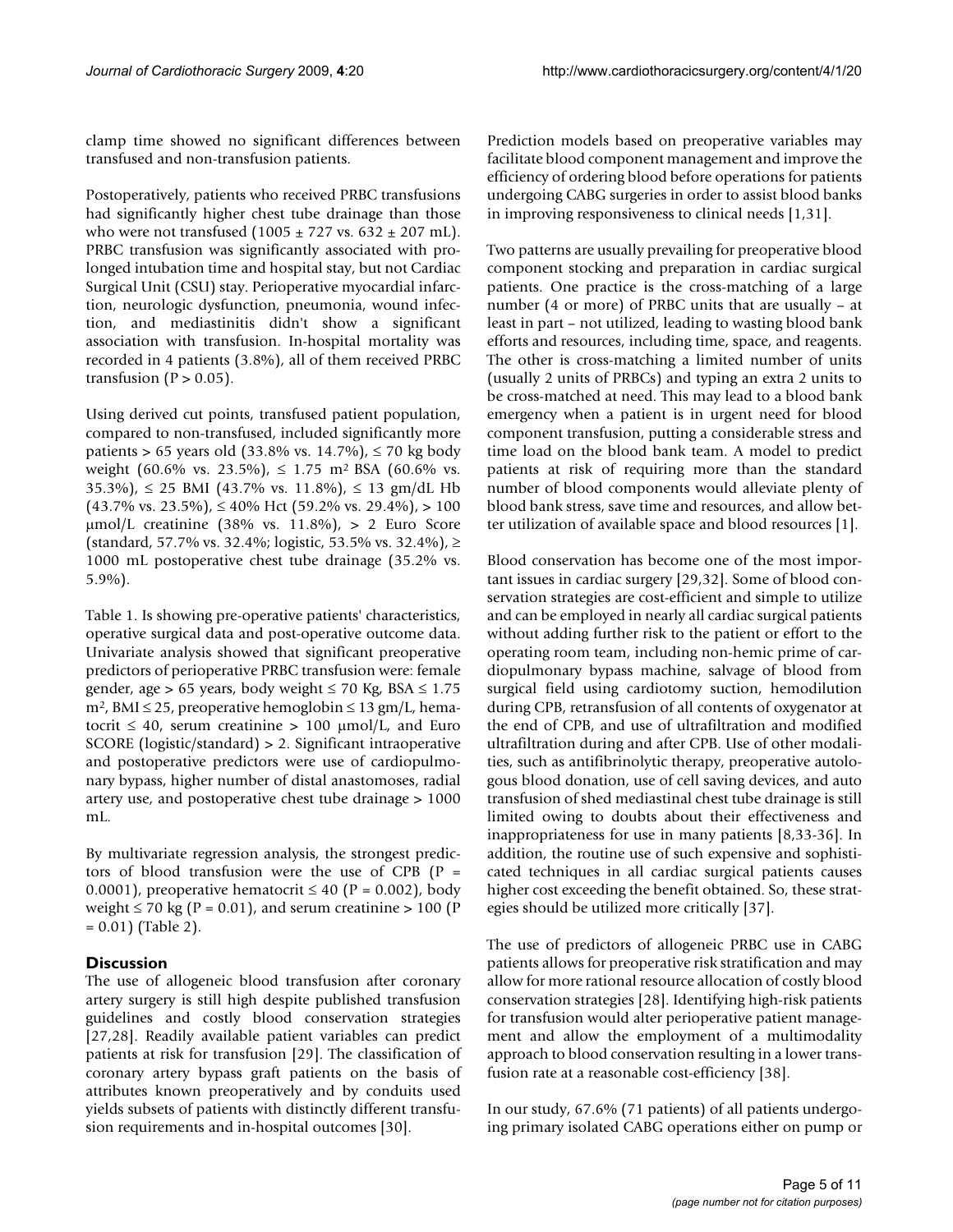clamp time showed no significant differences between transfused and non-transfusion patients.

Postoperatively, patients who received PRBC transfusions had significantly higher chest tube drainage than those who were not transfused (1005 ± 727 vs. 632 ± 207 mL). PRBC transfusion was significantly associated with prolonged intubation time and hospital stay, but not Cardiac Surgical Unit (CSU) stay. Perioperative myocardial infarction, neurologic dysfunction, pneumonia, wound infection, and mediastinitis didn't show a significant association with transfusion. In-hospital mortality was recorded in 4 patients (3.8%), all of them received PRBC transfusion ($P > 0.05$).

Using derived cut points, transfused patient population, compared to non-transfused, included significantly more patients > 65 years old (33.8% vs. 14.7%), ≤ 70 kg body weight (60.6% vs. 23.5%), ≤ 1.75 $m^2$ BSA (60.6% vs. 35.3%), ≤ 25 BMI (43.7% vs. 11.8%), ≤ 13 gm/dL Hb (43.7% vs. 23.5%), ≤ 40% Hct (59.2% vs. 29.4%), > 100 μmol/L creatinine (38% vs. 11.8%), > 2 Euro Score (standard, 57.7% vs. 32.4%; logistic, 53.5% vs. 32.4%), ≥ 1000 mL postoperative chest tube drainage (35.2% vs. 5.9%).

Table 1. Is showing pre-operative patients' characteristics, operative surgical data and post-operative outcome data. Univariate analysis showed that significant preoperative predictors of perioperative PRBC transfusion were: female gender, age > 65 years, body weight ≤ 70 Kg, BSA ≤ 1.75 $m^2$, BMI ≤ 25, preoperative hemoglobin ≤ 13 gm/L, hematocrit ≤ 40, serum creatinine > 100 μmol/L, and Euro SCORE (logistic/standard) > 2. Significant intraoperative and postoperative predictors were use of cardiopulmonary bypass, higher number of distal anastomoses, radial artery use, and postoperative chest tube drainage > 1000 mL.

By multivariate regression analysis, the strongest predictors of blood transfusion were the use of CPB ($P = 0.0001$), preoperative hematocrit ≤ 40 ($P = 0.002$), body weight ≤ 70 kg ($P = 0.01$), and serum creatinine > 100 ($P = 0.01$) (Table 2).

## Discussion

The use of allogeneic blood transfusion after coronary artery surgery is still high despite published transfusion guidelines and costly blood conservation strategies [27,28]. Readily available patient variables can predict patients at risk for transfusion [29]. The classification of coronary artery bypass graft patients on the basis of attributes known preoperatively and by conduits used yields subsets of patients with distinctly different transfusion requirements and in-hospital outcomes [30].

Prediction models based on preoperative variables may facilitate blood component management and improve the efficiency of ordering blood before operations for patients undergoing CABG surgeries in order to assist blood banks in improving responsiveness to clinical needs [1,31].

Two patterns are usually prevailing for preoperative blood component stocking and preparation in cardiac surgical patients. One practice is the cross-matching of a large number (4 or more) of PRBC units that are usually – at least in part – not utilized, leading to wasting blood bank efforts and resources, including time, space, and reagents. The other is cross-matching a limited number of units (usually 2 units of PRBCs) and typing an extra 2 units to be cross-matched at need. This may lead to a blood bank emergency when a patient is in urgent need for blood component transfusion, putting a considerable stress and time load on the blood bank team. A model to predict patients at risk of requiring more than the standard number of blood components would alleviate plenty of blood bank stress, save time and resources, and allow better utilization of available space and blood resources [1].

Blood conservation has become one of the most important issues in cardiac surgery [29,32]. Some of blood conservation strategies are cost-efficient and simple to utilize and can be employed in nearly all cardiac surgical patients without adding further risk to the patient or effort to the operating room team, including non-hemic prime of cardiopulmonary bypass machine, salvage of blood from surgical field using cardiotomy suction, hemodilution during CPB, retransfusion of all contents of oxygenator at the end of CPB, and use of ultrafiltration and modified ultrafiltration during and after CPB. Use of other modalities, such as antifibrinolytic therapy, preoperative autologous blood donation, use of cell saving devices, and auto transfusion of shed mediastinal chest tube drainage is still limited owing to doubts about their effectiveness and inappropriateness for use in many patients [8,33-36]. In addition, the routine use of such expensive and sophisticated techniques in all cardiac surgical patients causes higher cost exceeding the benefit obtained. So, these strategies should be utilized more critically [37].

The use of predictors of allogeneic PRBC use in CABG patients allows for preoperative risk stratification and may allow for more rational resource allocation of costly blood conservation strategies [28]. Identifying high-risk patients for transfusion would alter perioperative patient management and allow the employment of a multimodality approach to blood conservation resulting in a lower transfusion rate at a reasonable cost-efficiency [38].

In our study, 67.6% (71 patients) of all patients undergoing primary isolated CABG operations either on pump or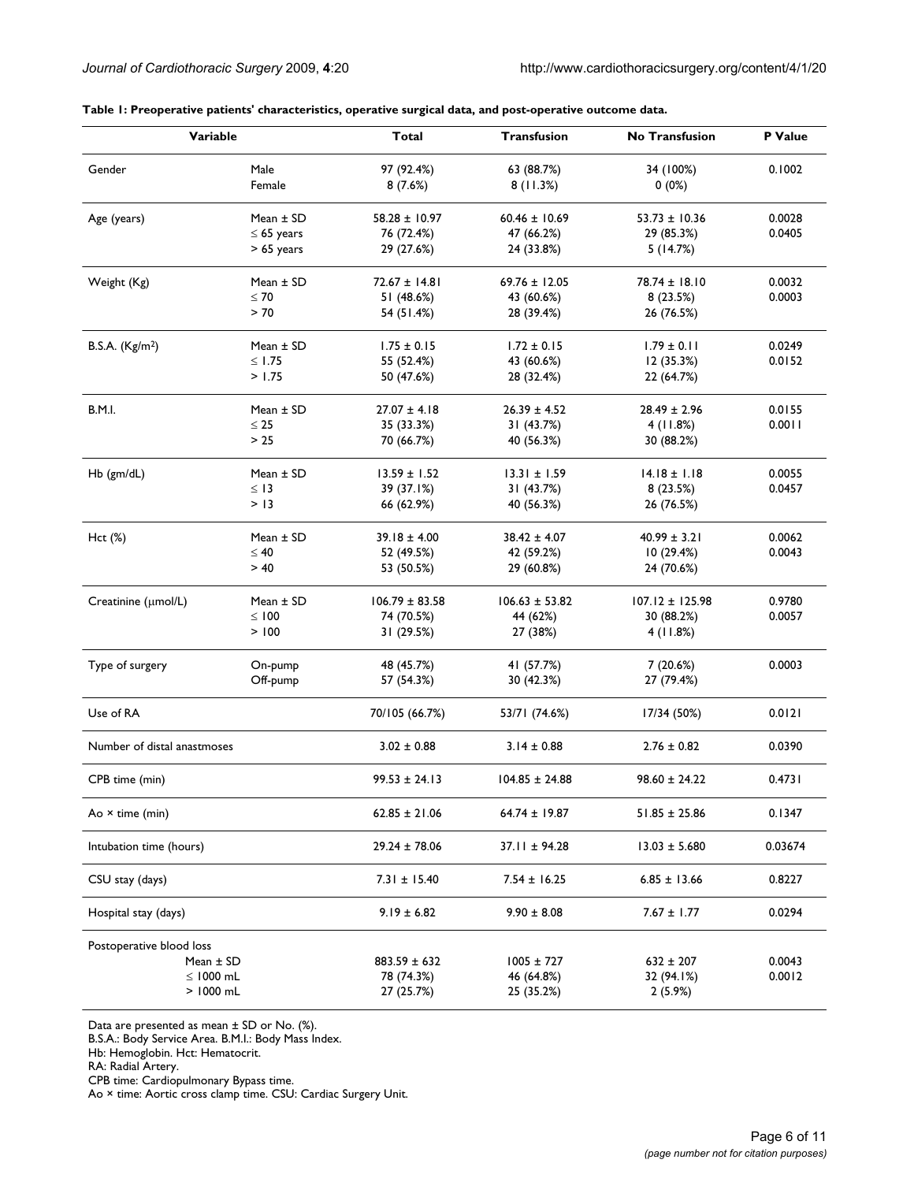**Table 1: Preoperative patients' characteristics, operative surgical data, and post-operative outcome data.**

| Variable | | Total | Transfusion | No Transfusion | P Value |
|---|---|---|---|---|---|
| Gender | Male | 97 (92.4%) | 63 (88.7%) | 34 (100%) | 0.1002 |
| | Female | 8 (7.6%) | 8 (11.3%) | 0 (0%) | |
| Age (years) | Mean ± SD | 58.28 ± 10.97 | 60.46 ± 10.69 | 53.73 ± 10.36 | 0.0028 |
| | ≤ 65 years | 76 (72.4%) | 47 (66.2%) | 29 (85.3%) | 0.0405 |
| | > 65 years | 29 (27.6%) | 24 (33.8%) | 5 (14.7%) | |
| Weight (Kg) | Mean ± SD | 72.67 ± 14.81 | 69.76 ± 12.05 | 78.74 ± 18.10 | 0.0032 |
| | ≤ 70 | 51 (48.6%) | 43 (60.6%) | 8 (23.5%) | 0.0003 |
| | > 70 | 54 (51.4%) | 28 (39.4%) | 26 (76.5%) | |
| B.S.A. (Kg/m$^2$) | Mean ± SD | 1.75 ± 0.15 | 1.72 ± 0.15 | 1.79 ± 0.11 | 0.0249 |
| | ≤ 1.75 | 55 (52.4%) | 43 (60.6%) | 12 (35.3%) | 0.0152 |
| | > 1.75 | 50 (47.6%) | 28 (32.4%) | 22 (64.7%) | |
| B.M.I. | Mean ± SD | 27.07 ± 4.18 | 26.39 ± 4.52 | 28.49 ± 2.96 | 0.0155 |
| | ≤ 25 | 35 (33.3%) | 31 (43.7%) | 4 (11.8%) | 0.0011 |
| | > 25 | 70 (66.7%) | 40 (56.3%) | 30 (88.2%) | |
| Hb (gm/dL) | Mean ± SD | 13.59 ± 1.52 | 13.31 ± 1.59 | 14.18 ± 1.18 | 0.0055 |
| | ≤ 13 | 39 (37.1%) | 31 (43.7%) | 8 (23.5%) | 0.0457 |
| | > 13 | 66 (62.9%) | 40 (56.3%) | 26 (76.5%) | |
| Hct (%) | Mean ± SD | 39.18 ± 4.00 | 38.42 ± 4.07 | 40.99 ± 3.21 | 0.0062 |
| | ≤ 40 | 52 (49.5%) | 42 (59.2%) | 10 (29.4%) | 0.0043 |
| | > 40 | 53 (50.5%) | 29 (60.8%) | 24 (70.6%) | |
| Creatinine (μmol/L) | Mean ± SD | 106.79 ± 83.58 | 106.63 ± 53.82 | 107.12 ± 125.98 | 0.9780 |
| | ≤ 100 | 74 (70.5%) | 44 (62%) | 30 (88.2%) | 0.0057 |
| | > 100 | 31 (29.5%) | 27 (38%) | 4 (11.8%) | |
| Type of surgery | On-pump | 48 (45.7%) | 41 (57.7%) | 7 (20.6%) | 0.0003 |
| | Off-pump | 57 (54.3%) | 30 (42.3%) | 27 (79.4%) | |
| Use of RA | | 70/105 (66.7%) | 53/71 (74.6%) | 17/34 (50%) | 0.0121 |
| Number of distal anastmoses | | 3.02 ± 0.88 | 3.14 ± 0.88 | 2.76 ± 0.82 | 0.0390 |
| CPB time (min) | | 99.53 ± 24.13 | 104.85 ± 24.88 | 98.60 ± 24.22 | 0.4731 |
| Ao × time (min) | | 62.85 ± 21.06 | 64.74 ± 19.87 | 51.85 ± 25.86 | 0.1347 |
| Intubation time (hours) | | 29.24 ± 78.06 | 37.11 ± 94.28 | 13.03 ± 5.680 | 0.03674 |
| CSU stay (days) | | 7.31 ± 15.40 | 7.54 ± 16.25 | 6.85 ± 13.66 | 0.8227 |
| Hospital stay (days) | | 9.19 ± 6.82 | 9.90 ± 8.08 | 7.67 ± 1.77 | 0.0294 |
| Postoperative blood loss | | | | | |
| | Mean ± SD | 883.59 ± 632 | 1005 ± 727 | 632 ± 207 | 0.0043 |
| | ≤ 1000 mL | 78 (74.3%) | 46 (64.8%) | 32 (94.1%) | 0.0012 |
| | > 1000 mL | 27 (25.7%) | 25 (35.2%) | 2 (5.9%) | |

Data are presented as mean ± SD or No. (%).
B.S.A.: Body Service Area. B.M.I.: Body Mass Index.
Hb: Hemoglobin. Hct: Hematocrit.
RA: Radial Artery.
CPB time: Cardiopulmonary Bypass time.
Ao × time: Aortic cross clamp time. CSU: Cardiac Surgery Unit.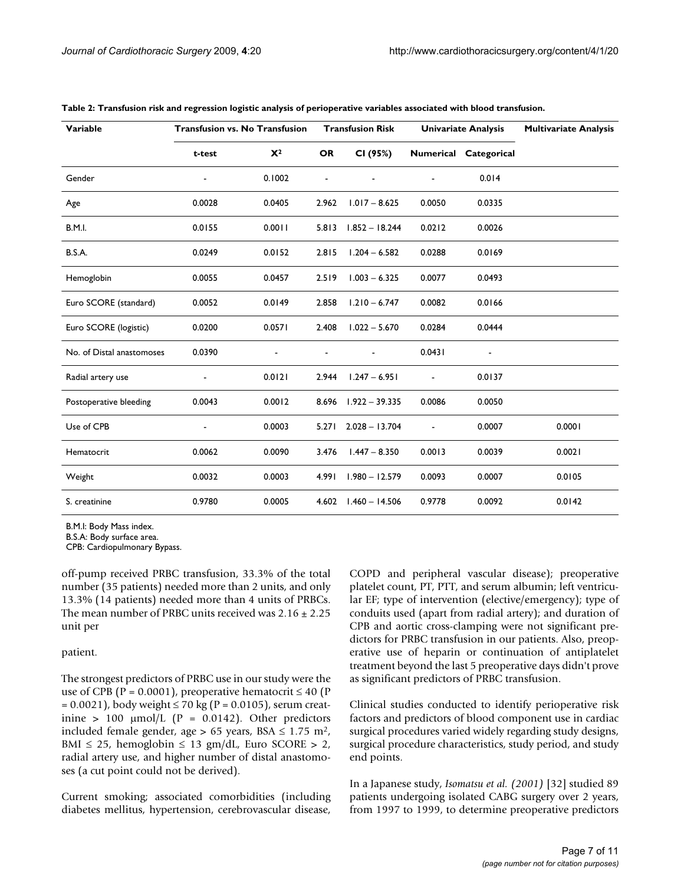**Table 2: Transfusion risk and regression logistic analysis of perioperative variables associated with blood transfusion.**

| Variable | Transfusion vs. No Transfusion | | Transfusion Risk | | Univariate Analysis | | Multivariate Analysis |
|---|---|---|---|---|---|---|---|
| | t-test | $X^2$ | OR | CI (95%) | Numerical | Categorical | |
| Gender | - | 0.1002 | - | - | - | 0.014 | |
| Age | 0.0028 | 0.0405 | 2.962 | 1.017 – 8.625 | 0.0050 | 0.0335 | |
| B.M.I. | 0.0155 | 0.0011 | 5.813 | 1.852 – 18.244 | 0.0212 | 0.0026 | |
| B.S.A. | 0.0249 | 0.0152 | 2.815 | 1.204 – 6.582 | 0.0288 | 0.0169 | |
| Hemoglobin | 0.0055 | 0.0457 | 2.519 | 1.003 – 6.325 | 0.0077 | 0.0493 | |
| Euro SCORE (standard) | 0.0052 | 0.0149 | 2.858 | 1.210 – 6.747 | 0.0082 | 0.0166 | |
| Euro SCORE (logistic) | 0.0200 | 0.0571 | 2.408 | 1.022 – 5.670 | 0.0284 | 0.0444 | |
| No. of Distal anastomoses | 0.0390 | - | - | - | 0.0431 | - | |
| Radial artery use | - | 0.0121 | 2.944 | 1.247 – 6.951 | - | 0.0137 | |
| Postoperative bleeding | 0.0043 | 0.0012 | 8.696 | 1.922 – 39.335 | 0.0086 | 0.0050 | |
| Use of CPB | - | 0.0003 | 5.271 | 2.028 – 13.704 | - | 0.0007 | 0.0001 |
| Hematocrit | 0.0062 | 0.0090 | 3.476 | 1.447 – 8.350 | 0.0013 | 0.0039 | 0.0021 |
| Weight | 0.0032 | 0.0003 | 4.991 | 1.980 – 12.579 | 0.0093 | 0.0007 | 0.0105 |
| S. creatinine | 0.9780 | 0.0005 | 4.602 | 1.460 – 14.506 | 0.9778 | 0.0092 | 0.0142 |

B.M.I: Body Mass index.
B.S.A: Body surface area.
CPB: Cardiopulmonary Bypass.

off-pump received PRBC transfusion, 33.3% of the total number (35 patients) needed more than 2 units, and only 13.3% (14 patients) needed more than 4 units of PRBCs. The mean number of PRBC units received was 2.16 ± 2.25 unit per patient.

The strongest predictors of PRBC use in our study were the use of CPB (P = 0.0001), preoperative hematocrit ≤ 40 (P = 0.0021), body weight ≤ 70 kg (P = 0.0105), serum creatinine > 100 μmol/L (P = 0.0142). Other predictors included female gender, age > 65 years, BSA ≤ 1.75 $m^2$, BMI ≤ 25, hemoglobin ≤ 13 gm/dL, Euro SCORE > 2, radial artery use, and higher number of distal anastomoses (a cut point could not be derived).

Current smoking; associated comorbidities (including diabetes mellitus, hypertension, cerebrovascular disease, COPD and peripheral vascular disease); preoperative platelet count, PT, PTT, and serum albumin; left ventricular EF; type of intervention (elective/emergency); type of conduits used (apart from radial artery); and duration of CPB and aortic cross-clamping were not significant predictors for PRBC transfusion in our patients. Also, preoperative use of heparin or continuation of antiplatelet treatment beyond the last 5 preoperative days didn't prove as significant predictors of PRBC transfusion.

Clinical studies conducted to identify perioperative risk factors and predictors of blood component use in cardiac surgical procedures varied widely regarding study designs, surgical procedure characteristics, study period, and study end points.

In a Japanese study, *Isomatsu et al. (2001)* [32] studied 89 patients undergoing isolated CABG surgery over 2 years, from 1997 to 1999, to determine preoperative predictors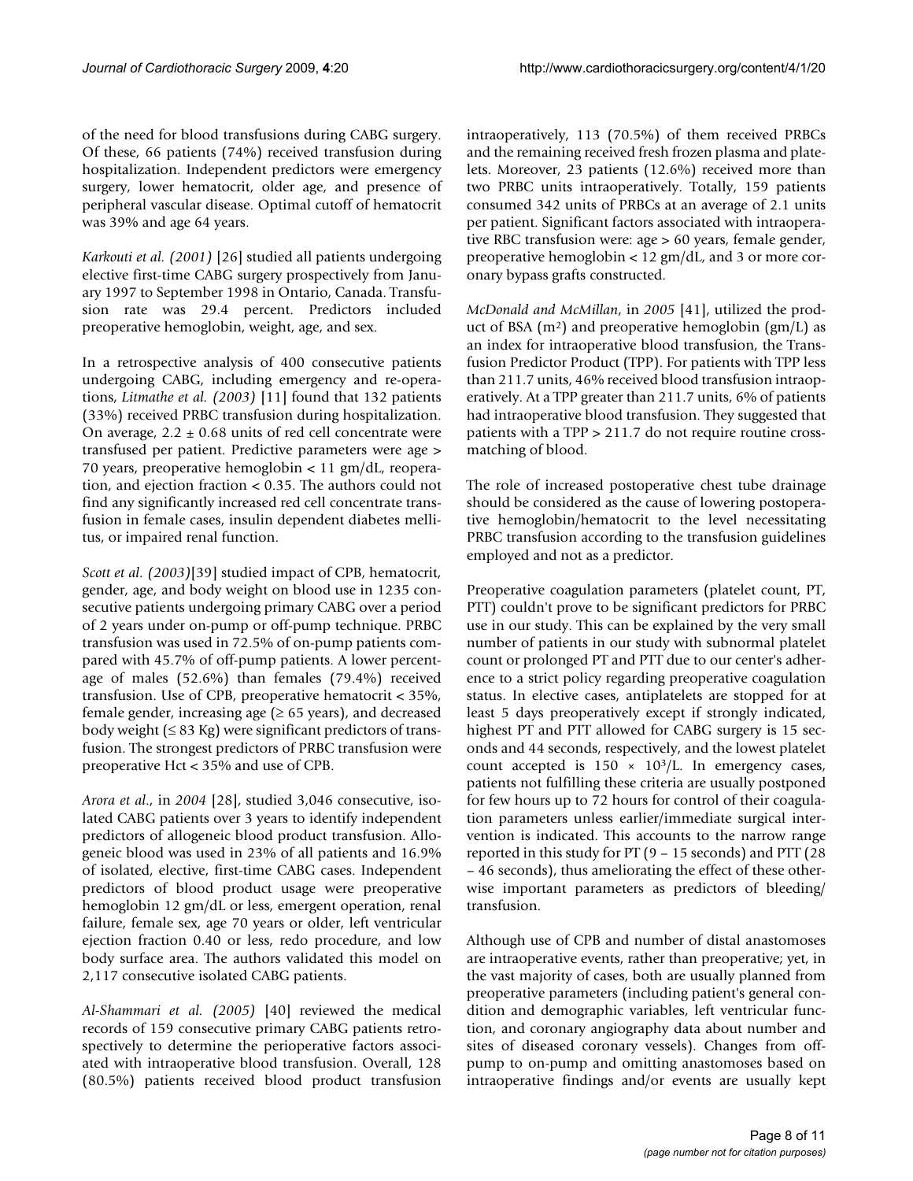of the need for blood transfusions during CABG surgery. Of these, 66 patients (74%) received transfusion during hospitalization. Independent predictors were emergency surgery, lower hematocrit, older age, and presence of peripheral vascular disease. Optimal cutoff of hematocrit was 39% and age 64 years.

*Karkouti et al. (2001)* [26] studied all patients undergoing elective first-time CABG surgery prospectively from January 1997 to September 1998 in Ontario, Canada. Transfusion rate was 29.4 percent. Predictors included preoperative hemoglobin, weight, age, and sex.

In a retrospective analysis of 400 consecutive patients undergoing CABG, including emergency and re-operations, *Litmathe et al. (2003)* [11] found that 132 patients (33%) received PRBC transfusion during hospitalization. On average, 2.2 ± 0.68 units of red cell concentrate were transfused per patient. Predictive parameters were age > 70 years, preoperative hemoglobin < 11 gm/dL, reoperation, and ejection fraction < 0.35. The authors could not find any significantly increased red cell concentrate transfusion in female cases, insulin dependent diabetes mellitus, or impaired renal function.

*Scott et al. (2003)*[39] studied impact of CPB, hematocrit, gender, age, and body weight on blood use in 1235 consecutive patients undergoing primary CABG over a period of 2 years under on-pump or off-pump technique. PRBC transfusion was used in 72.5% of on-pump patients compared with 45.7% of off-pump patients. A lower percentage of males (52.6%) than females (79.4%) received transfusion. Use of CPB, preoperative hematocrit < 35%, female gender, increasing age (≥ 65 years), and decreased body weight (≤ 83 Kg) were significant predictors of transfusion. The strongest predictors of PRBC transfusion were preoperative Hct < 35% and use of CPB.

*Arora et al.*, in *2004* [28], studied 3,046 consecutive, isolated CABG patients over 3 years to identify independent predictors of allogeneic blood product transfusion. Allogeneic blood was used in 23% of all patients and 16.9% of isolated, elective, first-time CABG cases. Independent predictors of blood product usage were preoperative hemoglobin 12 gm/dL or less, emergent operation, renal failure, female sex, age 70 years or older, left ventricular ejection fraction 0.40 or less, redo procedure, and low body surface area. The authors validated this model on 2,117 consecutive isolated CABG patients.

*Al-Shammari et al. (2005)* [40] reviewed the medical records of 159 consecutive primary CABG patients retrospectively to determine the perioperative factors associated with intraoperative blood transfusion. Overall, 128 (80.5%) patients received blood product transfusion intraoperatively, 113 (70.5%) of them received PRBCs and the remaining received fresh frozen plasma and platelets. Moreover, 23 patients (12.6%) received more than two PRBC units intraoperatively. Totally, 159 patients consumed 342 units of PRBCs at an average of 2.1 units per patient. Significant factors associated with intraoperative RBC transfusion were: age > 60 years, female gender, preoperative hemoglobin < 12 gm/dL, and 3 or more coronary bypass grafts constructed.

*McDonald and McMillan*, in *2005* [41], utilized the product of BSA ($m^2$) and preoperative hemoglobin (gm/L) as an index for intraoperative blood transfusion, the Transfusion Predictor Product (TPP). For patients with TPP less than 211.7 units, 46% received blood transfusion intraoperatively. At a TPP greater than 211.7 units, 6% of patients had intraoperative blood transfusion. They suggested that patients with a TPP > 211.7 do not require routine cross-matching of blood.

The role of increased postoperative chest tube drainage should be considered as the cause of lowering postoperative hemoglobin/hematocrit to the level necessitating PRBC transfusion according to the transfusion guidelines employed and not as a predictor.

Preoperative coagulation parameters (platelet count, PT, PTT) couldn't prove to be significant predictors for PRBC use in our study. This can be explained by the very small number of patients in our study with subnormal platelet count or prolonged PT and PTT due to our center's adherence to a strict policy regarding preoperative coagulation status. In elective cases, antiplatelets are stopped for at least 5 days preoperatively except if strongly indicated, highest PT and PTT allowed for CABG surgery is 15 seconds and 44 seconds, respectively, and the lowest platelet count accepted is $150 \times 10^3$/L. In emergency cases, patients not fulfilling these criteria are usually postponed for few hours up to 72 hours for control of their coagulation parameters unless earlier/immediate surgical intervention is indicated. This accounts to the narrow range reported in this study for PT (9 – 15 seconds) and PTT (28 – 46 seconds), thus ameliorating the effect of these otherwise important parameters as predictors of bleeding/transfusion.

Although use of CPB and number of distal anastomoses are intraoperative events, rather than preoperative; yet, in the vast majority of cases, both are usually planned from preoperative parameters (including patient's general condition and demographic variables, left ventricular function, and coronary angiography data about number and sites of diseased coronary vessels). Changes from off-pump to on-pump and omitting anastomoses based on intraoperative findings and/or events are usually kept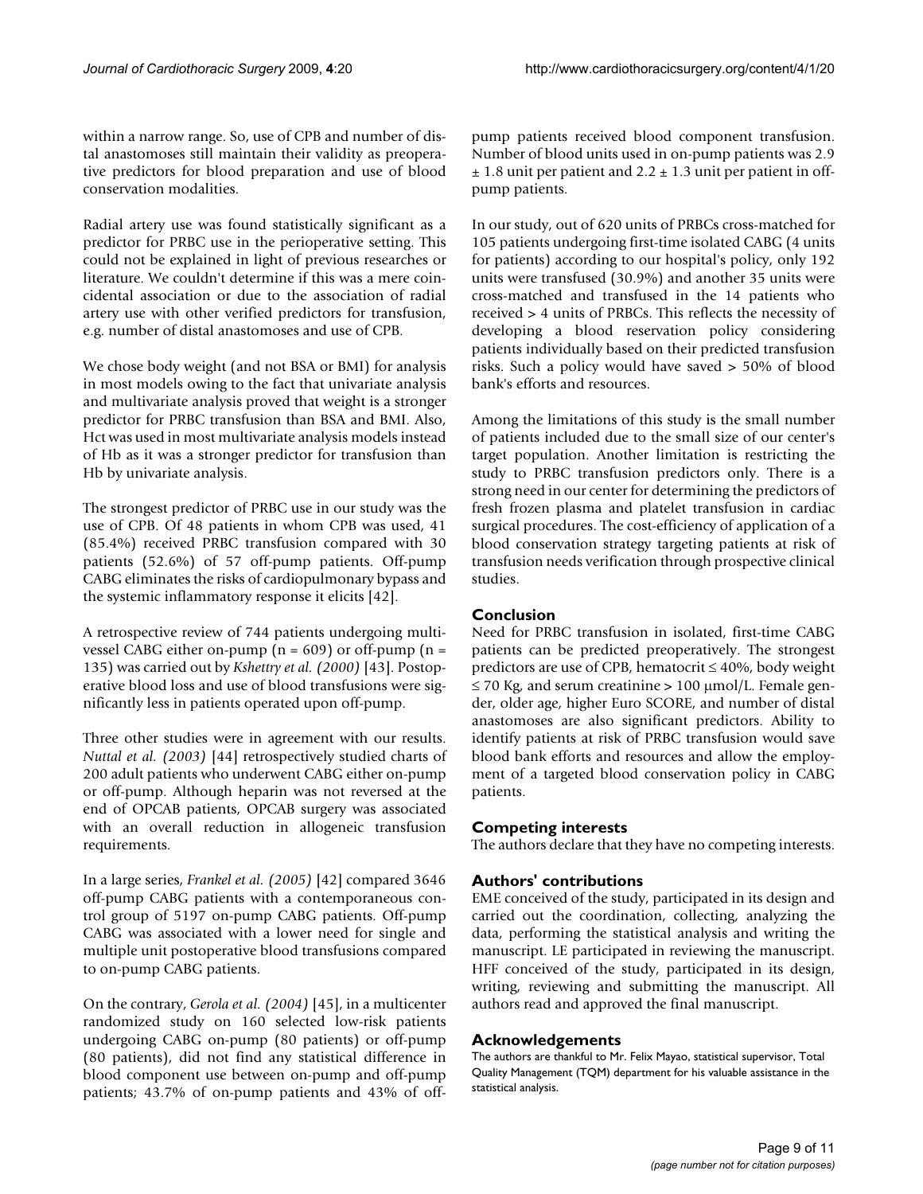within a narrow range. So, use of CPB and number of distal anastomoses still maintain their validity as preoperative predictors for blood preparation and use of blood conservation modalities.

Radial artery use was found statistically significant as a predictor for PRBC use in the perioperative setting. This could not be explained in light of previous researches or literature. We couldn't determine if this was a mere coincidental association or due to the association of radial artery use with other verified predictors for transfusion, e.g. number of distal anastomoses and use of CPB.

We chose body weight (and not BSA or BMI) for analysis in most models owing to the fact that univariate analysis and multivariate analysis proved that weight is a stronger predictor for PRBC transfusion than BSA and BMI. Also, Hct was used in most multivariate analysis models instead of Hb as it was a stronger predictor for transfusion than Hb by univariate analysis.

The strongest predictor of PRBC use in our study was the use of CPB. Of 48 patients in whom CPB was used, 41 (85.4%) received PRBC transfusion compared with 30 patients (52.6%) of 57 off-pump patients. Off-pump CABG eliminates the risks of cardiopulmonary bypass and the systemic inflammatory response it elicits [42].

A retrospective review of 744 patients undergoing multivessel CABG either on-pump (n = 609) or off-pump (n = 135) was carried out by *Kshettry et al. (2000)* [43]. Postoperative blood loss and use of blood transfusions were significantly less in patients operated upon off-pump.

Three other studies were in agreement with our results. *Nuttal et al. (2003)* [44] retrospectively studied charts of 200 adult patients who underwent CABG either on-pump or off-pump. Although heparin was not reversed at the end of OPCAB patients, OPCAB surgery was associated with an overall reduction in allogeneic transfusion requirements.

In a large series, *Frankel et al. (2005)* [42] compared 3646 off-pump CABG patients with a contemporaneous control group of 5197 on-pump CABG patients. Off-pump CABG was associated with a lower need for single and multiple unit postoperative blood transfusions compared to on-pump CABG patients.

On the contrary, *Gerola et al. (2004)* [45], in a multicenter randomized study on 160 selected low-risk patients undergoing CABG on-pump (80 patients) or off-pump (80 patients), did not find any statistical difference in blood component use between on-pump and off-pump patients; 43.7% of on-pump patients and 43% of off-pump patients received blood component transfusion. Number of blood units used in on-pump patients was 2.9 ± 1.8 unit per patient and 2.2 ± 1.3 unit per patient in off-pump patients.

In our study, out of 620 units of PRBCs cross-matched for 105 patients undergoing first-time isolated CABG (4 units for patients) according to our hospital's policy, only 192 units were transfused (30.9%) and another 35 units were cross-matched and transfused in the 14 patients who received > 4 units of PRBCs. This reflects the necessity of developing a blood reservation policy considering patients individually based on their predicted transfusion risks. Such a policy would have saved > 50% of blood bank's efforts and resources.

Among the limitations of this study is the small number of patients included due to the small size of our center's target population. Another limitation is restricting the study to PRBC transfusion predictors only. There is a strong need in our center for determining the predictors of fresh frozen plasma and platelet transfusion in cardiac surgical procedures. The cost-efficiency of application of a blood conservation strategy targeting patients at risk of transfusion needs verification through prospective clinical studies.

## Conclusion

Need for PRBC transfusion in isolated, first-time CABG patients can be predicted preoperatively. The strongest predictors are use of CPB, hematocrit ≤ 40%, body weight ≤ 70 Kg, and serum creatinine > 100 μmol/L. Female gender, older age, higher Euro SCORE, and number of distal anastomoses are also significant predictors. Ability to identify patients at risk of PRBC transfusion would save blood bank efforts and resources and allow the employment of a targeted blood conservation policy in CABG patients.

## Competing interests

The authors declare that they have no competing interests.

## Authors' contributions

EME conceived of the study, participated in its design and carried out the coordination, collecting, analyzing the data, performing the statistical analysis and writing the manuscript. LE participated in reviewing the manuscript. HFF conceived of the study, participated in its design, writing, reviewing and submitting the manuscript. All authors read and approved the final manuscript.

## Acknowledgements

The authors are thankful to Mr. Felix Mayao, statistical supervisor, Total Quality Management (TQM) department for his valuable assistance in the statistical analysis.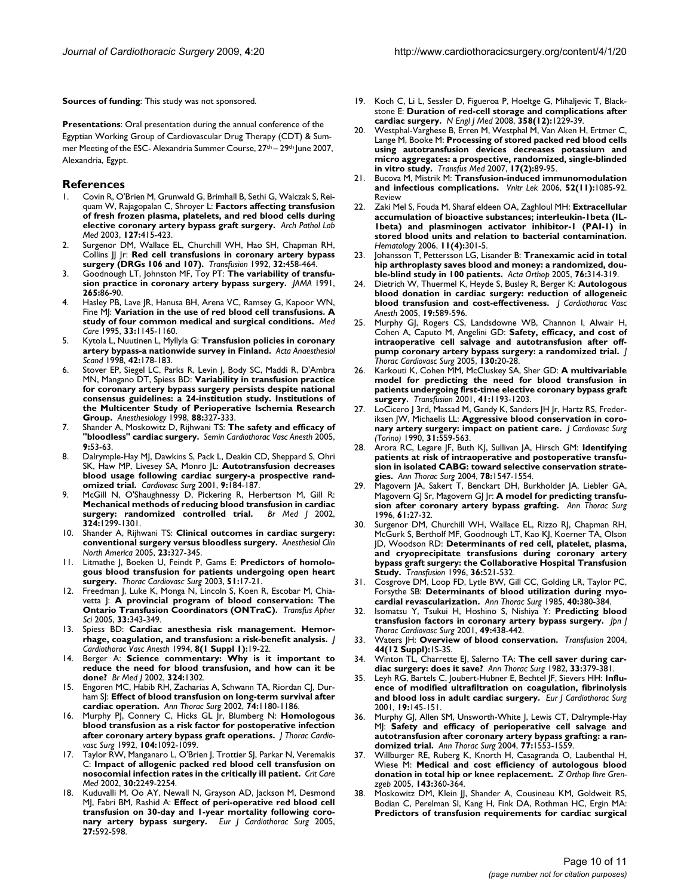**Sources of funding**: This study was not sponsored.

**Presentations**: Oral presentation during the annual conference of the Egyptian Working Group of Cardiovascular Drug Therapy (CDT) & Summer Meeting of the ESC- Alexandria Summer Course, 27th – 29th June 2007, Alexandria, Egypt.

## References

1. Covin R, O'Brien M, Grunwald G, Brimhall B, Sethi G, Walczak S, Reiquam W, Rajagopalan C, Shroyer L: **Factors affecting transfusion of fresh frozen plasma, platelets, and red blood cells during elective coronary artery bypass graft surgery.** *Arch Pathol Lab Med* 2003, **127:**415-423.
2. Surgenor DM, Wallace EL, Churchill WH, Hao SH, Chapman RH, Collins JJ Jr: **Red cell transfusions in coronary artery bypass surgery (DRGs 106 and 107).** *Transfusion* 1992, **32:**458-464.
3. Goodnough LT, Johnston MF, Toy PT: **The variability of transfusion practice in coronary artery bypass surgery.** *JAMA* 1991, **265:**86-90.
4. Hasley PB, Lave JR, Hanusa BH, Arena VC, Ramsey G, Kapoor WN, Fine MJ: **Variation in the use of red blood cell transfusions. A study of four common medical and surgical conditions.** *Med Care* 1995, **33:**1145-1160.
5. Kytola L, Nuutinen L, Myllyla G: **Transfusion policies in coronary artery bypass-a nationwide survey in Finland.** *Acta Anaesthesiol Scand* 1998, **42:**178-183.
6. Stover EP, Siegel LC, Parks R, Levin J, Body SC, Maddi R, D'Ambra MN, Mangano DT, Spiess BD: **Variability in transfusion practice for coronary artery bypass surgery persists despite national consensus guidelines: a 24-institution study. Institutions of the Multicenter Study of Perioperative Ischemia Research Group.** *Anesthesiology* 1998, **88:**327-333.
7. Shander A, Moskowitz D, Rijhwani TS: **The safety and efficacy of "bloodless" cardiac surgery.** *Semin Cardiothorac Vasc Anesth* 2005, **9:**53-63.
8. Dalrymple-Hay MJ, Dawkins S, Pack L, Deakin CD, Sheppard S, Ohri SK, Haw MP, Livesey SA, Monro JL: **Autotransfusion decreases blood usage following cardiac surgery-a prospective randomized trial.** *Cardiovasc Surg* 2001, **9:**184-187.
9. McGill N, O'Shaughnessy D, Pickering R, Herbertson M, Gill R: **Mechanical methods of reducing blood transfusion in cardiac surgery: randomized controlled trial.** *Br Med J* 2002, **324:**1299-1301.
10. Shander A, Rijhwani TS: **Clinical outcomes in cardiac surgery: conventional surgery versus bloodless surgery.** *Anesthesiol Clin North America* 2005, **23:**327-345.
11. Litmathe J, Boeken U, Feindt P, Gams E: **Predictors of homologous blood transfusion for patients undergoing open heart surgery.** *Thorac Cardiovasc Surg* 2003, **51:**17-21.
12. Freedman J, Luke K, Monga N, Lincoln S, Koen R, Escobar M, Chiavetta J: **A provincial program of blood conservation: The Ontario Transfusion Coordinators (ONTraC).** *Transfus Apher Sci* 2005, **33:**343-349.
13. Spiess BD: **Cardiac anesthesia risk management. Hemorrhage, coagulation, and transfusion: a risk-benefit analysis.** *J Cardiothorac Vasc Anesth* 1994, **8(1 Suppl 1):**19-22.
14. Berger A: **Science commentary: Why is it important to reduce the need for blood transfusion, and how can it be done?** *Br Med J* 2002, **324:**1302.
15. Engoren MC, Habib RH, Zacharias A, Schwann TA, Riordan CJ, Durham SJ: **Effect of blood transfusion on long-term survival after cardiac operation.** *Ann Thorac Surg* 2002, **74:**1180-1186.
16. Murphy PJ, Connery C, Hicks GL Jr, Blumberg N: **Homologous blood transfusion as a risk factor for postoperative infection after coronary artery bypass graft operations.** *J Thorac Cardiovasc Surg* 1992, **104:**1092-1099.
17. Taylor RW, Manganaro L, O'Brien J, Trottier SJ, Parkar N, Veremakis C: **Impact of allogenic packed red blood cell transfusion on nosocomial infection rates in the critically ill patient.** *Crit Care Med* 2002, **30:**2249-2254.
18. Kuduvalli M, Oo AY, Newall N, Grayson AD, Jackson M, Desmond MJ, Fabri BM, Rashid A: **Effect of peri-operative red blood cell transfusion on 30-day and 1-year mortality following coronary artery bypass surgery.** *Eur J Cardiothorac Surg* 2005, **27:**592-598.
19. Koch C, Li L, Sessler D, Figueroa P, Hoeltge G, Mihaljevic T, Blackstone E: **Duration of red-cell storage and complications after cardiac surgery.** *N Engl J Med* 2008, **358(12):**1229-39.
20. Westphal-Varghese B, Erren M, Westphal M, Van Aken H, Ertmer C, Lange M, Booke M: **Processing of stored packed red blood cells using autotransfusion devices decreases potassium and micro aggregates: a prospective, randomized, single-blinded in vitro study.** *Transfus Med* 2007, **17(2):**89-95.
21. Bucova M, Mistrik M: **Transfusion-induced immunomodulation and infectious complications.** *Vnitr Lek* 2006, **52(11):**1085-92. Review
22. Zaki Mel S, Fouda M, Sharaf eldeen OA, Zaghloul MH: **Extracellular accumulation of bioactive substances; interleukin-1beta (IL-1beta) and plasminogen activator inhibitor-1 (PAI-1) in stored blood units and relation to bacterial contamination.** *Hematology* 2006, **11(4):**301-5.
23. Johansson T, Pettersson LG, Lisander B: **Tranexamic acid in total hip arthroplasty saves blood and money: a randomized, double-blind study in 100 patients.** *Acta Orthop* 2005, **76:**314-319.
24. Dietrich W, Thuermel K, Heyde S, Busley R, Berger K: **Autologous blood donation in cardiac surgery: reduction of allogeneic blood transfusion and cost-effectiveness.** *J Cardiothorac Vasc Anesth* 2005, **19:**589-596.
25. Murphy GJ, Rogers CS, Landsdowne WB, Channon I, Alwair H, Cohen A, Caputo M, Angelini GD: **Safety, efficacy, and cost of intraoperative cell salvage and autotransfusion after off-pump coronary artery bypass surgery: a randomized trial.** *J Thorac Cardiovasc Surg* 2005, **130:**20-28.
26. Karkouti K, Cohen MM, McCluskey SA, Sher GD: **A multivariable model for predicting the need for blood transfusion in patients undergoing first-time elective coronary bypass graft surgery.** *Transfusion* 2001, **41:**1193-1203.
27. LoCicero J 3rd, Massad M, Gandy K, Sanders JH Jr, Hartz RS, Frederiksen JW, Michaelis LL: **Aggressive blood conservation in coronary artery surgery: impact on patient care.** *J Cardiovasc Surg (Torino)* 1990, **31:**559-563.
28. Arora RC, Legare JF, Buth KJ, Sullivan JA, Hirsch GM: **Identifying patients at risk of intraoperative and postoperative transfusion in isolated CABG: toward selective conservation strategies.** *Ann Thorac Surg* 2004, **78:**1547-1554.
29. Magovern JA, Sakert T, Benckart DH, Burkholder JA, Liebler GA, Magovern GJ Sr, Magovern GJ Jr: **A model for predicting transfusion after coronary artery bypass grafting.** *Ann Thorac Surg* 1996, **61:**27-32.
30. Surgenor DM, Churchill WH, Wallace EL, Rizzo RJ, Chapman RH, McGurk S, Bertholf MF, Goodnough LT, Kao KJ, Koerner TA, Olson JD, Woodson RD: **Determinants of red cell, platelet, plasma, and cryoprecipitate transfusions during coronary artery bypass graft surgery: the Collaborative Hospital Transfusion Study.** *Transfusion* 1996, **36:**521-532.
31. Cosgrove DM, Loop FD, Lytle BW, Gill CC, Golding LR, Taylor PC, Forsythe SB: **Determinants of blood utilization during myocardial revascularization.** *Ann Thorac Surg* 1985, **40:**380-384.
32. Isomatsu Y, Tsukui H, Hoshino S, Nishiya Y: **Predicting blood transfusion factors in coronary artery bypass surgery.** *Jpn J Thorac Cardiovasc Surg* 2001, **49:**438-442.
33. Waters JH: **Overview of blood conservation.** *Transfusion* 2004, **44(12 Suppl):**1S-3S.
34. Winton TL, Charrette EJ, Salerno TA: **The cell saver during cardiac surgery: does it save?** *Ann Thorac Surg* 1982, **33:**379-381.
35. Leyh RG, Bartels C, Joubert-Hubner E, Bechtel JF, Sievers HH: **Influence of modified ultrafiltration on coagulation, fibrinolysis and blood loss in adult cardiac surgery.** *Eur J Cardiothorac Surg* 2001, **19:**145-151.
36. Murphy GJ, Allen SM, Unsworth-White J, Lewis CT, Dalrymple-Hay MJ: **Safety and efficacy of perioperative cell salvage and autotransfusion after coronary artery bypass grafting: a randomized trial.** *Ann Thorac Surg* 2004, **77:**1553-1559.
37. Willburger RE, Ruberg K, Knorth H, Casagranda O, Laubenthal H, Wiese M: **Medical and cost efficiency of autologous blood donation in total hip or knee replacement.** *Z Orthop Ihre Grenzgeb* 2005, **143:**360-364.
38. Moskowitz DM, Klein JJ, Shander A, Cousineau KM, Goldweit RS, Bodian C, Perelman SI, Kang H, Fink DA, Rothman HC, Ergin MA: **Predictors of transfusion requirements for cardiac surgical**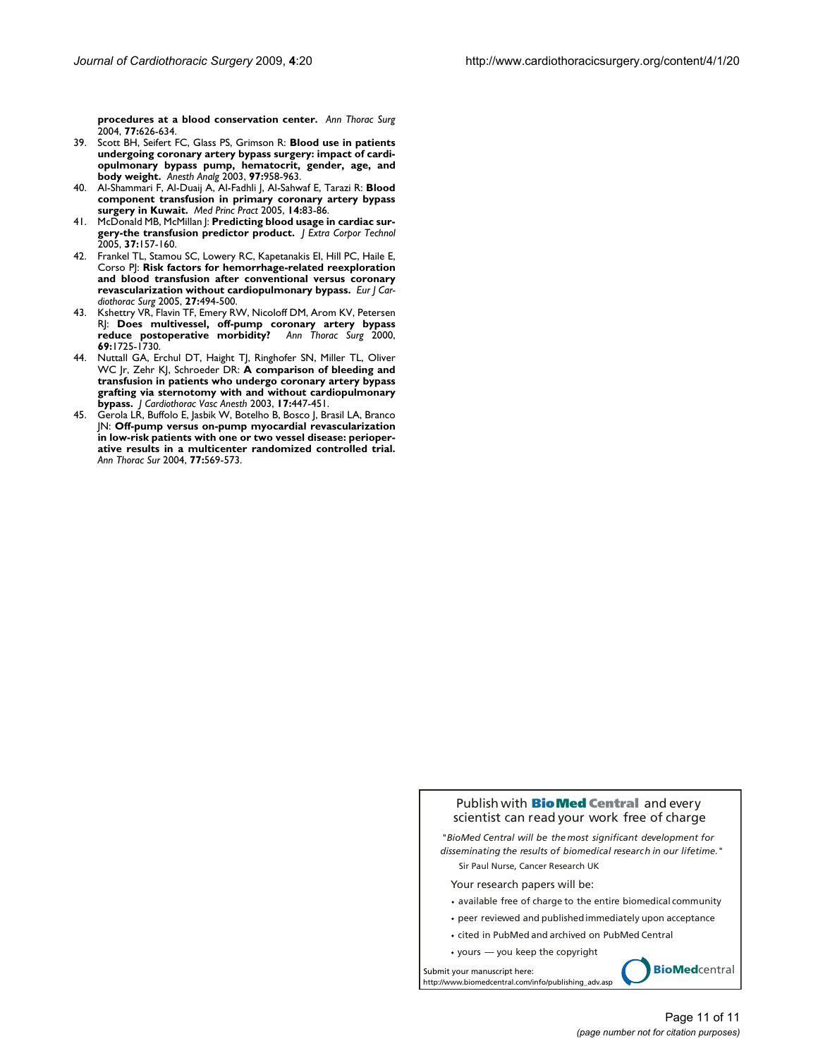procedures at a blood conservation center. *Ann Thorac Surg* 2004, **77:**626-634.

39. Scott BH, Seifert FC, Glass PS, Grimson R: **Blood use in patients undergoing coronary artery bypass surgery: impact of cardiopulmonary bypass pump, hematocrit, gender, age, and body weight.** *Anesth Analg* 2003, **97:**958-963.
40. Al-Shammari F, Al-Duaij A, Al-Fadhli J, Al-Sahwaf E, Tarazi R: **Blood component transfusion in primary coronary artery bypass surgery in Kuwait.** *Med Princ Pract* 2005, **14:**83-86.
41. McDonald MB, McMillan J: **Predicting blood usage in cardiac surgery-the transfusion predictor product.** *J Extra Corpor Technol* 2005, **37:**157-160.
42. Frankel TL, Stamou SC, Lowery RC, Kapetanakis EI, Hill PC, Haile E, Corso PJ: **Risk factors for hemorrhage-related reexploration and blood transfusion after conventional versus coronary revascularization without cardiopulmonary bypass.** *Eur J Cardiothorac Surg* 2005, **27:**494-500.
43. Kshettry VR, Flavin TF, Emery RW, Nicoloff DM, Arom KV, Petersen RJ: **Does multivessel, off-pump coronary artery bypass reduce postoperative morbidity?** *Ann Thorac Surg* 2000, **69:**1725-1730.
44. Nuttall GA, Erchul DT, Haight TJ, Ringhofer SN, Miller TL, Oliver WC Jr, Zehr KJ, Schroeder DR: **A comparison of bleeding and transfusion in patients who undergo coronary artery bypass grafting via sternotomy with and without cardiopulmonary bypass.** *J Cardiothorac Vasc Anesth* 2003, **17:**447-451.
45. Gerola LR, Buffolo E, Jasbik W, Botelho B, Bosco J, Brasil LA, Branco JN: **Off-pump versus on-pump myocardial revascularization in low-risk patients with one or two vessel disease: perioperative results in a multicenter randomized controlled trial.** *Ann Thorac Sur* 2004, **77:**569-573.

Publish with **BioMed Central** and every scientist can read your work free of charge

*"BioMed Central will be the most significant development for disseminating the results of biomedical research in our lifetime."*

Sir Paul Nurse, Cancer Research UK

Your research papers will be:

- available free of charge to the entire biomedical community
- peer reviewed and published immediately upon acceptance
- cited in PubMed and archived on PubMed Central
- yours — you keep the copyright

Submit your manuscript here:
http://www.biomedcentral.com/info/publishing_adv.asp

**BioMed**central